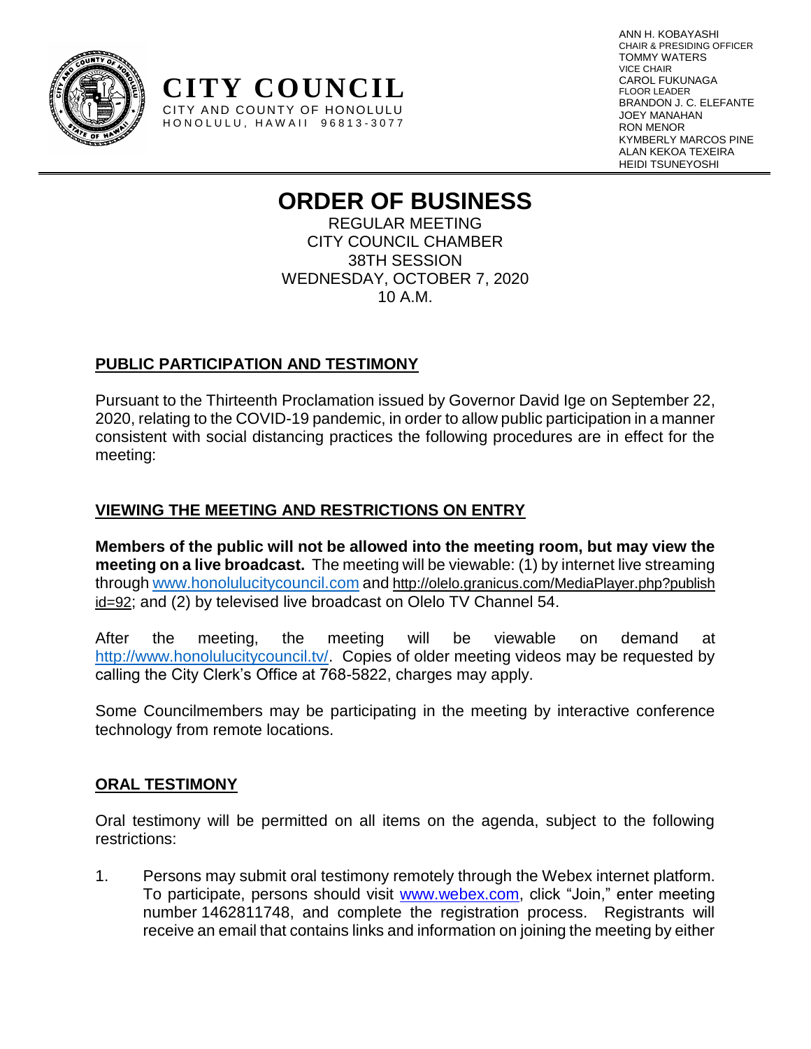**CITY COUNCIL**
CITY AND COUNTY OF HONOLULU
HONOLULU, HAWAII 96813-3077

ANN H. KOBAYASHI
CHAIR & PRESIDING OFFICER
TOMMY WATERS
VICE CHAIR
CAROL FUKUNAGA
FLOOR LEADER
BRANDON J. C. ELEFANTE
JOEY MANAHAN
RON MENOR
KYMBERLY MARCOS PINE
ALAN KEKOA TEXEIRA
HEIDI TSUNEYOSHI

# ORDER OF BUSINESS

REGULAR MEETING
CITY COUNCIL CHAMBER
38TH SESSION
WEDNESDAY, OCTOBER 7, 2020
10 A.M.

## PUBLIC PARTICIPATION AND TESTIMONY

Pursuant to the Thirteenth Proclamation issued by Governor David Ige on September 22, 2020, relating to the COVID-19 pandemic, in order to allow public participation in a manner consistent with social distancing practices the following procedures are in effect for the meeting:

## VIEWING THE MEETING AND RESTRICTIONS ON ENTRY

**Members of the public will not be allowed into the meeting room, but may view the meeting on a live broadcast.** The meeting will be viewable: (1) by internet live streaming through www.honolulucitycouncil.com and http://olelo.granicus.com/MediaPlayer.php?publish id=92; and (2) by televised live broadcast on Olelo TV Channel 54.

After the meeting, the meeting will be viewable on demand at http://www.honolulucitycouncil.tv/. Copies of older meeting videos may be requested by calling the City Clerk's Office at 768-5822, charges may apply.

Some Councilmembers may be participating in the meeting by interactive conference technology from remote locations.

## ORAL TESTIMONY

Oral testimony will be permitted on all items on the agenda, subject to the following restrictions:

1. Persons may submit oral testimony remotely through the Webex internet platform. To participate, persons should visit www.webex.com, click "Join," enter meeting number 1462811748, and complete the registration process. Registrants will receive an email that contains links and information on joining the meeting by either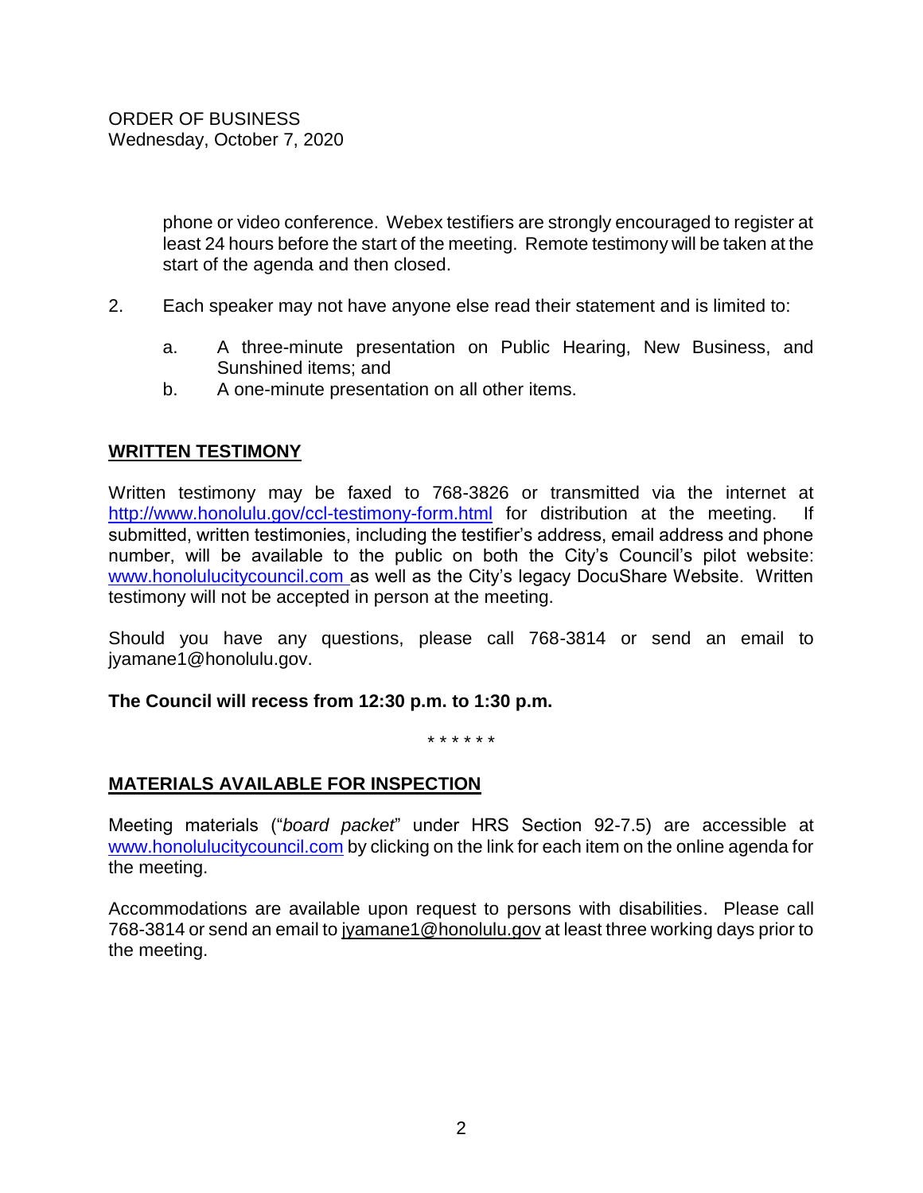phone or video conference. Webex testifiers are strongly encouraged to register at least 24 hours before the start of the meeting. Remote testimony will be taken at the start of the agenda and then closed.

2. Each speaker may not have anyone else read their statement and is limited to:

   a. A three-minute presentation on Public Hearing, New Business, and Sunshined items; and
   b. A one-minute presentation on all other items.

## WRITTEN TESTIMONY

Written testimony may be faxed to 768-3826 or transmitted via the internet at http://www.honolulu.gov/ccl-testimony-form.html for distribution at the meeting. If submitted, written testimonies, including the testifier's address, email address and phone number, will be available to the public on both the City's Council's pilot website: www.honolulucitycouncil.com as well as the City's legacy DocuShare Website. Written testimony will not be accepted in person at the meeting.

Should you have any questions, please call 768-3814 or send an email to jyamane1@honolulu.gov.

**The Council will recess from 12:30 p.m. to 1:30 p.m.**

\* \* \* \* \* \*

## MATERIALS AVAILABLE FOR INSPECTION

Meeting materials ("*board packet*" under HRS Section 92-7.5) are accessible at www.honolulucitycouncil.com by clicking on the link for each item on the online agenda for the meeting.

Accommodations are available upon request to persons with disabilities. Please call 768-3814 or send an email to jyamane1@honolulu.gov at least three working days prior to the meeting.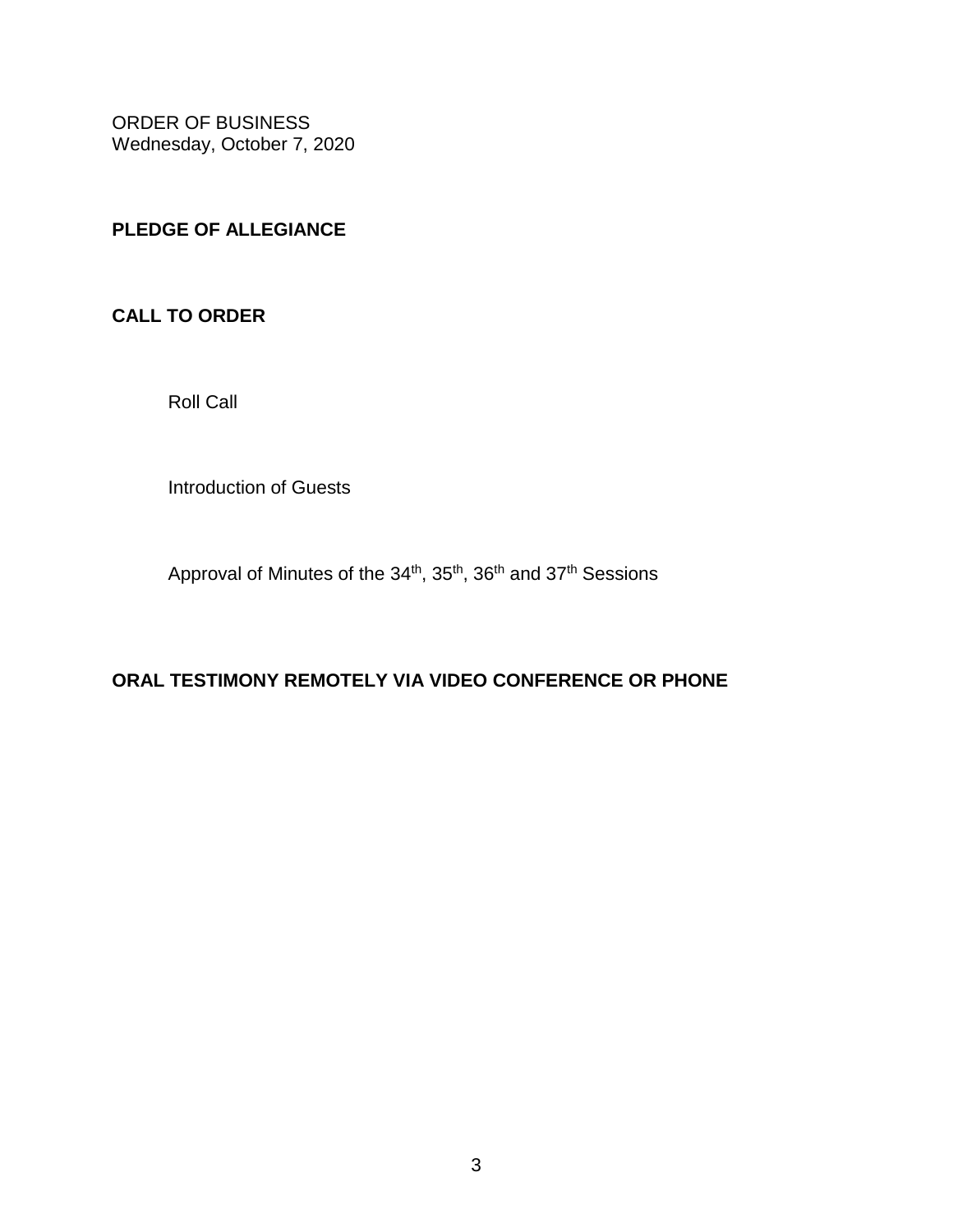ORDER OF BUSINESS
Wednesday, October 7, 2020

**PLEDGE OF ALLEGIANCE**

**CALL TO ORDER**

Roll Call

Introduction of Guests

Approval of Minutes of the 34th, 35th, 36th and 37th Sessions

**ORAL TESTIMONY REMOTELY VIA VIDEO CONFERENCE OR PHONE**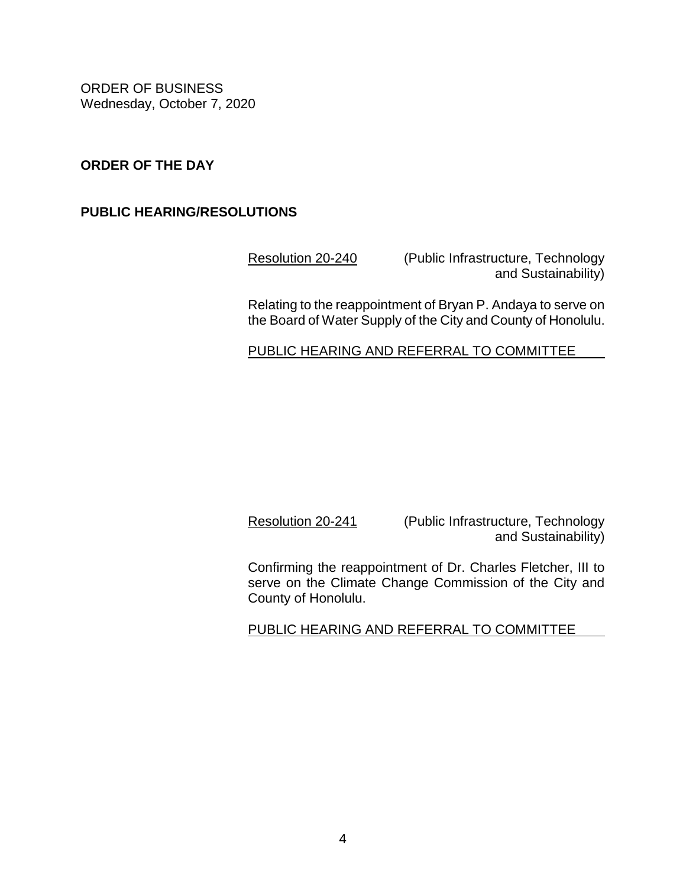ORDER OF BUSINESS
Wednesday, October 7, 2020

**ORDER OF THE DAY**

**PUBLIC HEARING/RESOLUTIONS**

Resolution 20-240 (Public Infrastructure, Technology and Sustainability)

Relating to the reappointment of Bryan P. Andaya to serve on the Board of Water Supply of the City and County of Honolulu.

PUBLIC HEARING AND REFERRAL TO COMMITTEE

Resolution 20-241 (Public Infrastructure, Technology and Sustainability)

Confirming the reappointment of Dr. Charles Fletcher, III to serve on the Climate Change Commission of the City and County of Honolulu.

PUBLIC HEARING AND REFERRAL TO COMMITTEE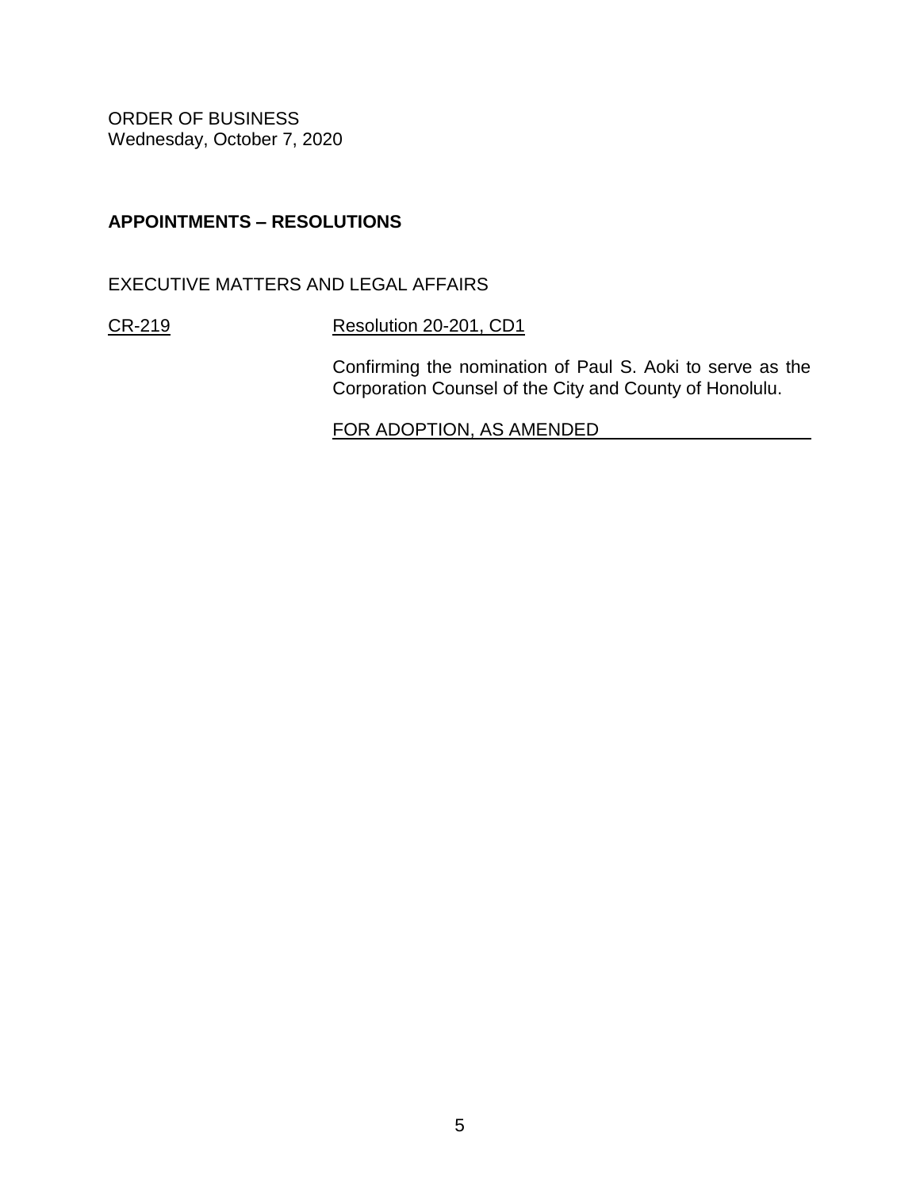ORDER OF BUSINESS
Wednesday, October 7, 2020

**APPOINTMENTS – RESOLUTIONS**

EXECUTIVE MATTERS AND LEGAL AFFAIRS

CR-219 Resolution 20-201, CD1

Confirming the nomination of Paul S. Aoki to serve as the Corporation Counsel of the City and County of Honolulu.

FOR ADOPTION, AS AMENDED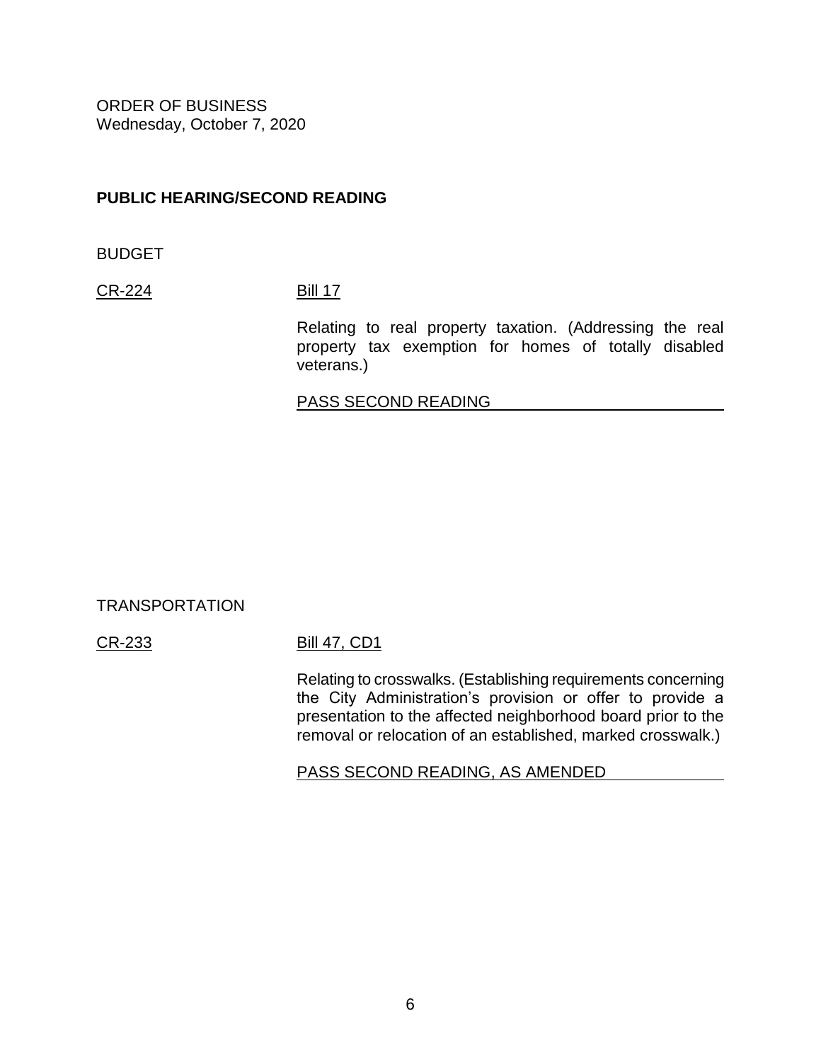ORDER OF BUSINESS
Wednesday, October 7, 2020

**PUBLIC HEARING/SECOND READING**

BUDGET

CR-224 Bill 17

Relating to real property taxation. (Addressing the real property tax exemption for homes of totally disabled veterans.)

PASS SECOND READING

TRANSPORTATION

CR-233 Bill 47, CD1

Relating to crosswalks. (Establishing requirements concerning the City Administration's provision or offer to provide a presentation to the affected neighborhood board prior to the removal or relocation of an established, marked crosswalk.)

PASS SECOND READING, AS AMENDED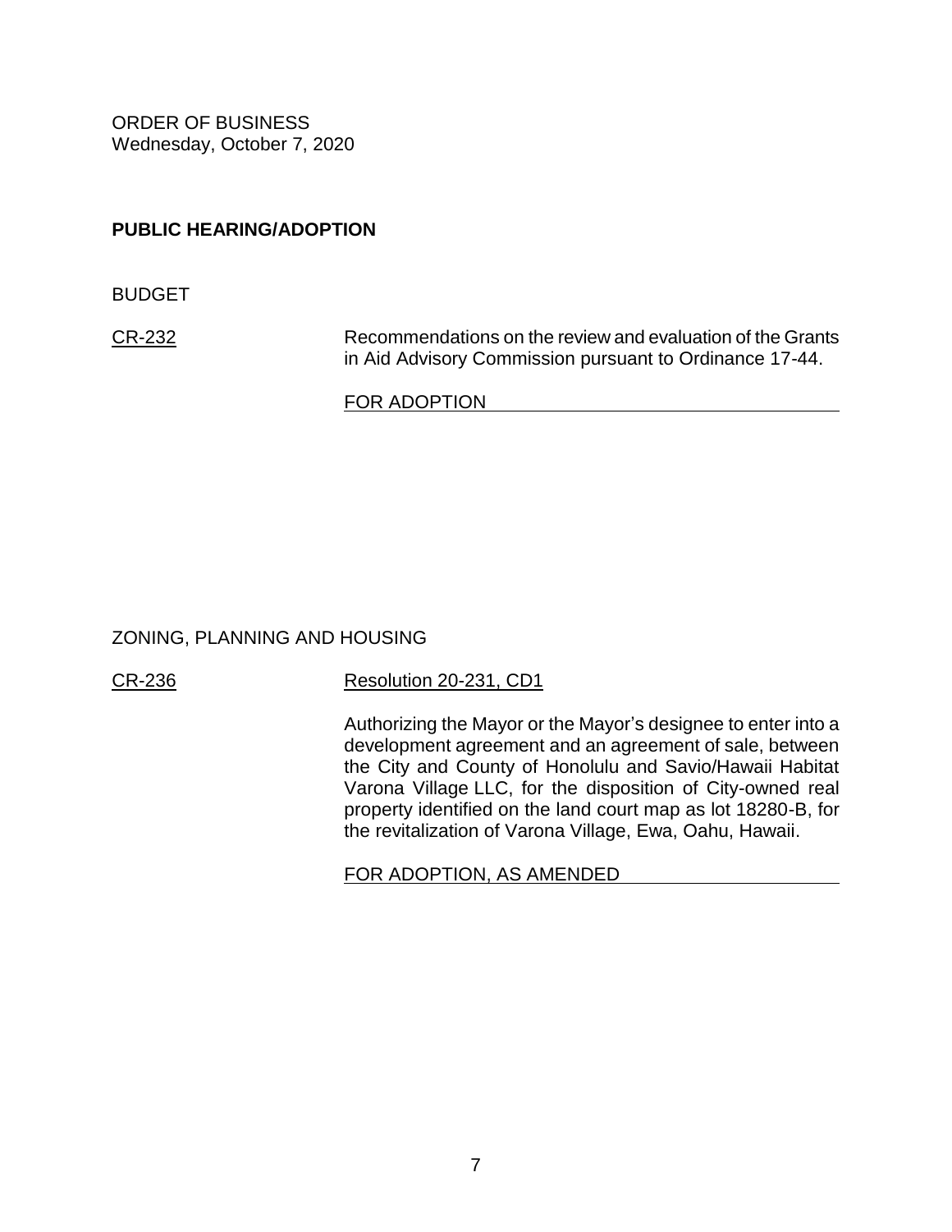ORDER OF BUSINESS
Wednesday, October 7, 2020

**PUBLIC HEARING/ADOPTION**

BUDGET

CR-232 Recommendations on the review and evaluation of the Grants in Aid Advisory Commission pursuant to Ordinance 17-44.

FOR ADOPTION

ZONING, PLANNING AND HOUSING

CR-236 Resolution 20-231, CD1

Authorizing the Mayor or the Mayor's designee to enter into a development agreement and an agreement of sale, between the City and County of Honolulu and Savio/Hawaii Habitat Varona Village LLC, for the disposition of City-owned real property identified on the land court map as lot 18280-B, for the revitalization of Varona Village, Ewa, Oahu, Hawaii.

FOR ADOPTION, AS AMENDED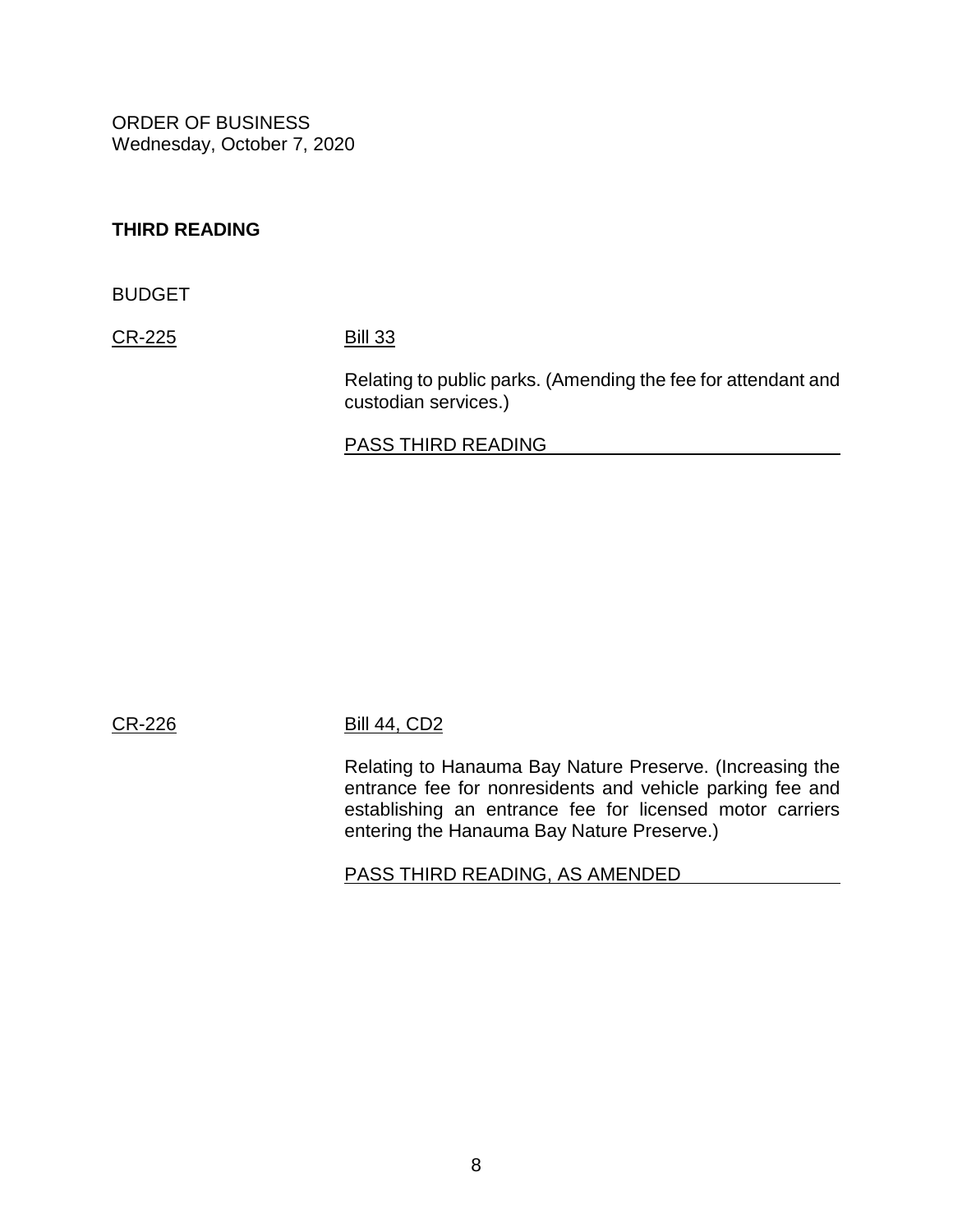ORDER OF BUSINESS
Wednesday, October 7, 2020

**THIRD READING**

BUDGET

CR-225 Bill 33

Relating to public parks. (Amending the fee for attendant and custodian services.)

PASS THIRD READING

CR-226 Bill 44, CD2

Relating to Hanauma Bay Nature Preserve. (Increasing the entrance fee for nonresidents and vehicle parking fee and establishing an entrance fee for licensed motor carriers entering the Hanauma Bay Nature Preserve.)

PASS THIRD READING, AS AMENDED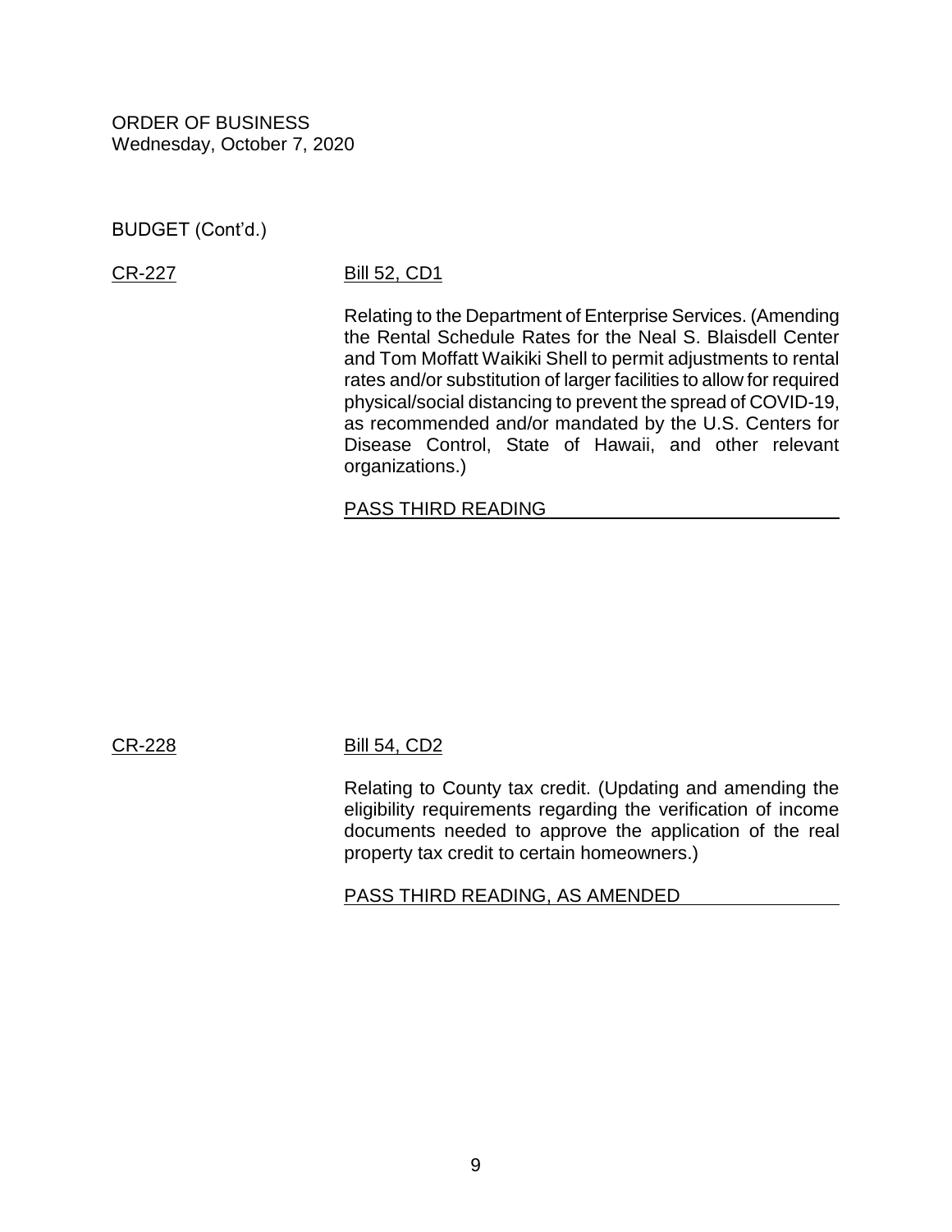ORDER OF BUSINESS
Wednesday, October 7, 2020

BUDGET (Cont'd.)

CR-227 Bill 52, CD1

Relating to the Department of Enterprise Services. (Amending the Rental Schedule Rates for the Neal S. Blaisdell Center and Tom Moffatt Waikiki Shell to permit adjustments to rental rates and/or substitution of larger facilities to allow for required physical/social distancing to prevent the spread of COVID-19, as recommended and/or mandated by the U.S. Centers for Disease Control, State of Hawaii, and other relevant organizations.)

PASS THIRD READING

CR-228 Bill 54, CD2

Relating to County tax credit. (Updating and amending the eligibility requirements regarding the verification of income documents needed to approve the application of the real property tax credit to certain homeowners.)

PASS THIRD READING, AS AMENDED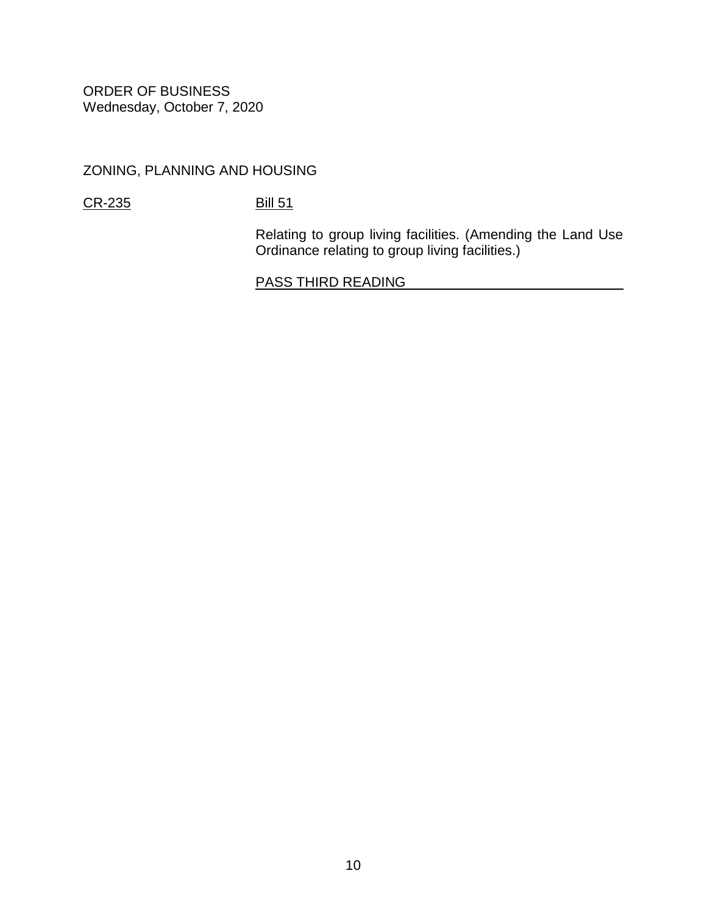ORDER OF BUSINESS
Wednesday, October 7, 2020

ZONING, PLANNING AND HOUSING

CR-235 Bill 51

Relating to group living facilities. (Amending the Land Use Ordinance relating to group living facilities.)

PASS THIRD READING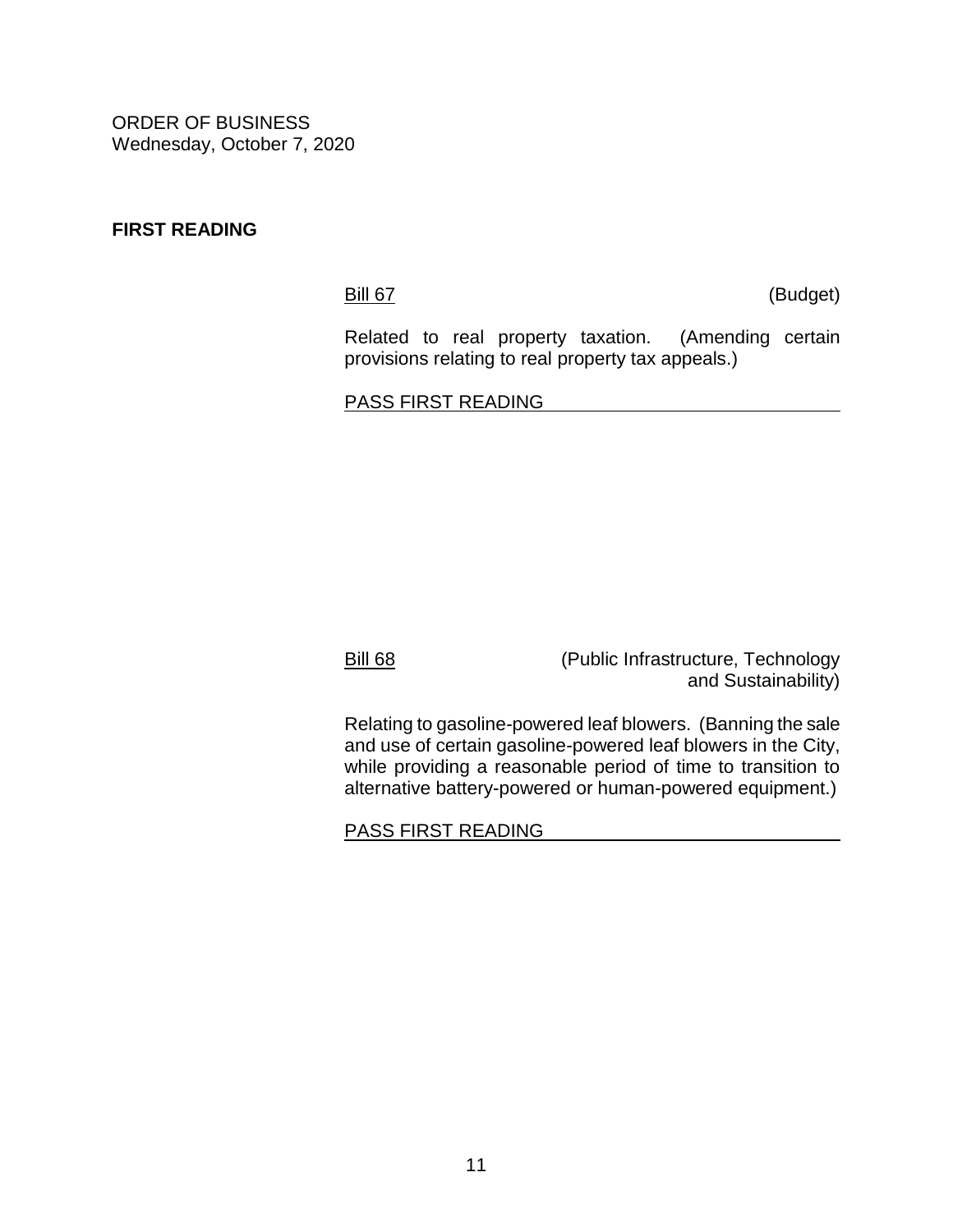ORDER OF BUSINESS
Wednesday, October 7, 2020

**FIRST READING**

Bill 67 (Budget)

Related to real property taxation. (Amending certain provisions relating to real property tax appeals.)

PASS FIRST READING

Bill 68 (Public Infrastructure, Technology and Sustainability)

Relating to gasoline-powered leaf blowers. (Banning the sale and use of certain gasoline-powered leaf blowers in the City, while providing a reasonable period of time to transition to alternative battery-powered or human-powered equipment.)

PASS FIRST READING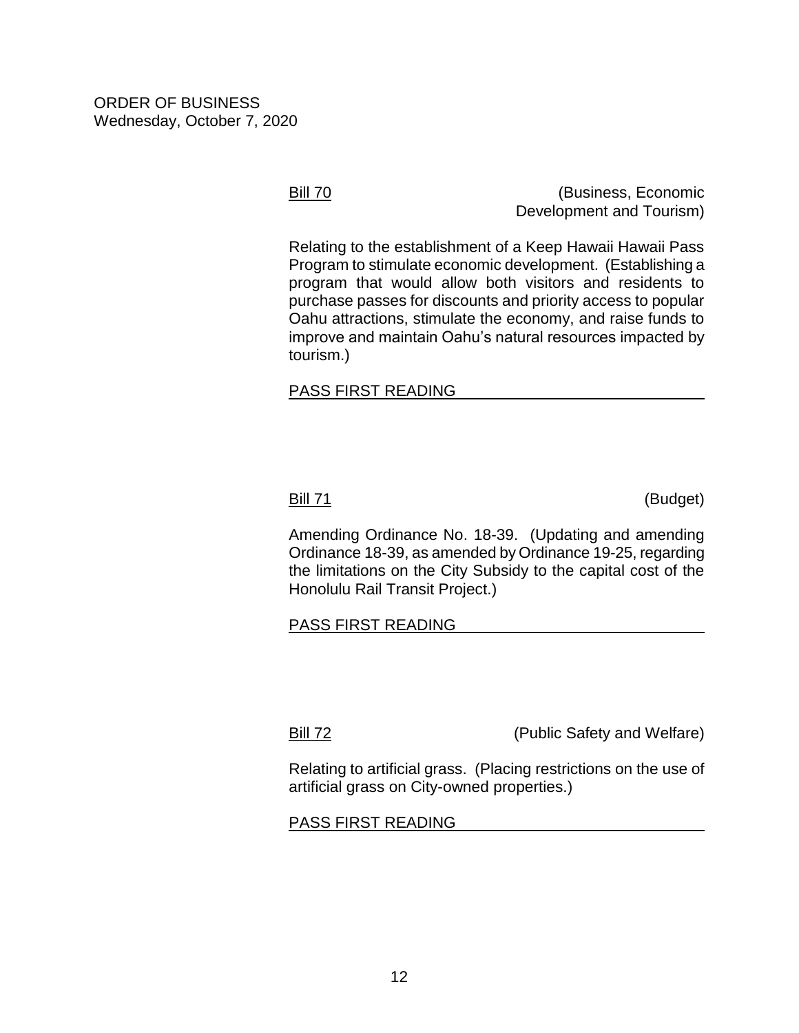ORDER OF BUSINESS
Wednesday, October 7, 2020

Bill 70 (Business, Economic Development and Tourism)

Relating to the establishment of a Keep Hawaii Hawaii Pass Program to stimulate economic development. (Establishing a program that would allow both visitors and residents to purchase passes for discounts and priority access to popular Oahu attractions, stimulate the economy, and raise funds to improve and maintain Oahu's natural resources impacted by tourism.)

PASS FIRST READING

Bill 71 (Budget)

Amending Ordinance No. 18-39. (Updating and amending Ordinance 18-39, as amended by Ordinance 19-25, regarding the limitations on the City Subsidy to the capital cost of the Honolulu Rail Transit Project.)

PASS FIRST READING

Bill 72 (Public Safety and Welfare)

Relating to artificial grass. (Placing restrictions on the use of artificial grass on City-owned properties.)

PASS FIRST READING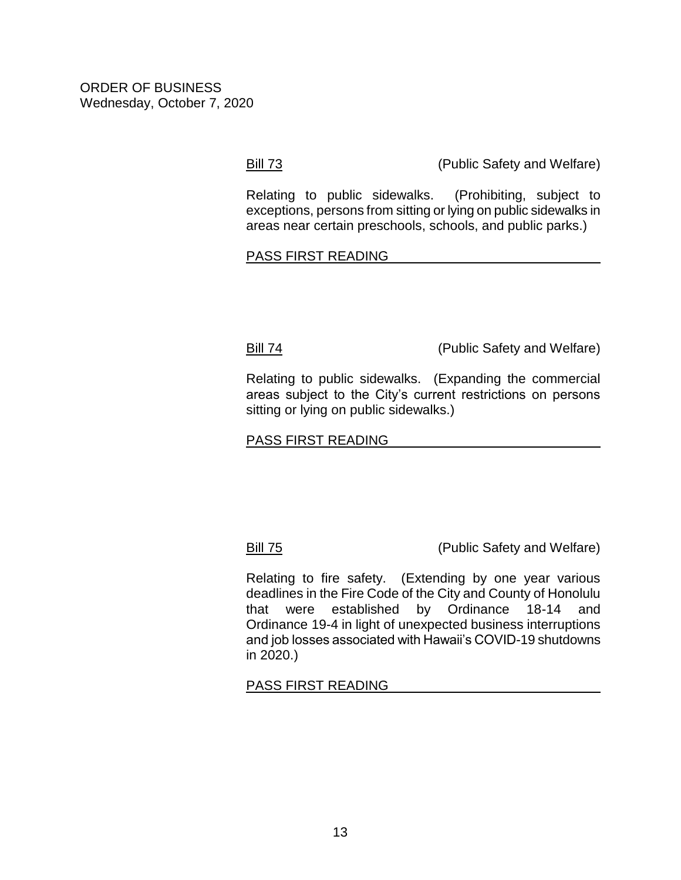ORDER OF BUSINESS
Wednesday, October 7, 2020

Bill 73 (Public Safety and Welfare)

Relating to public sidewalks. (Prohibiting, subject to exceptions, persons from sitting or lying on public sidewalks in areas near certain preschools, schools, and public parks.)

PASS FIRST READING

Bill 74 (Public Safety and Welfare)

Relating to public sidewalks. (Expanding the commercial areas subject to the City's current restrictions on persons sitting or lying on public sidewalks.)

PASS FIRST READING

Bill 75 (Public Safety and Welfare)

Relating to fire safety. (Extending by one year various deadlines in the Fire Code of the City and County of Honolulu that were established by Ordinance 18-14 and Ordinance 19-4 in light of unexpected business interruptions and job losses associated with Hawaii's COVID-19 shutdowns in 2020.)

PASS FIRST READING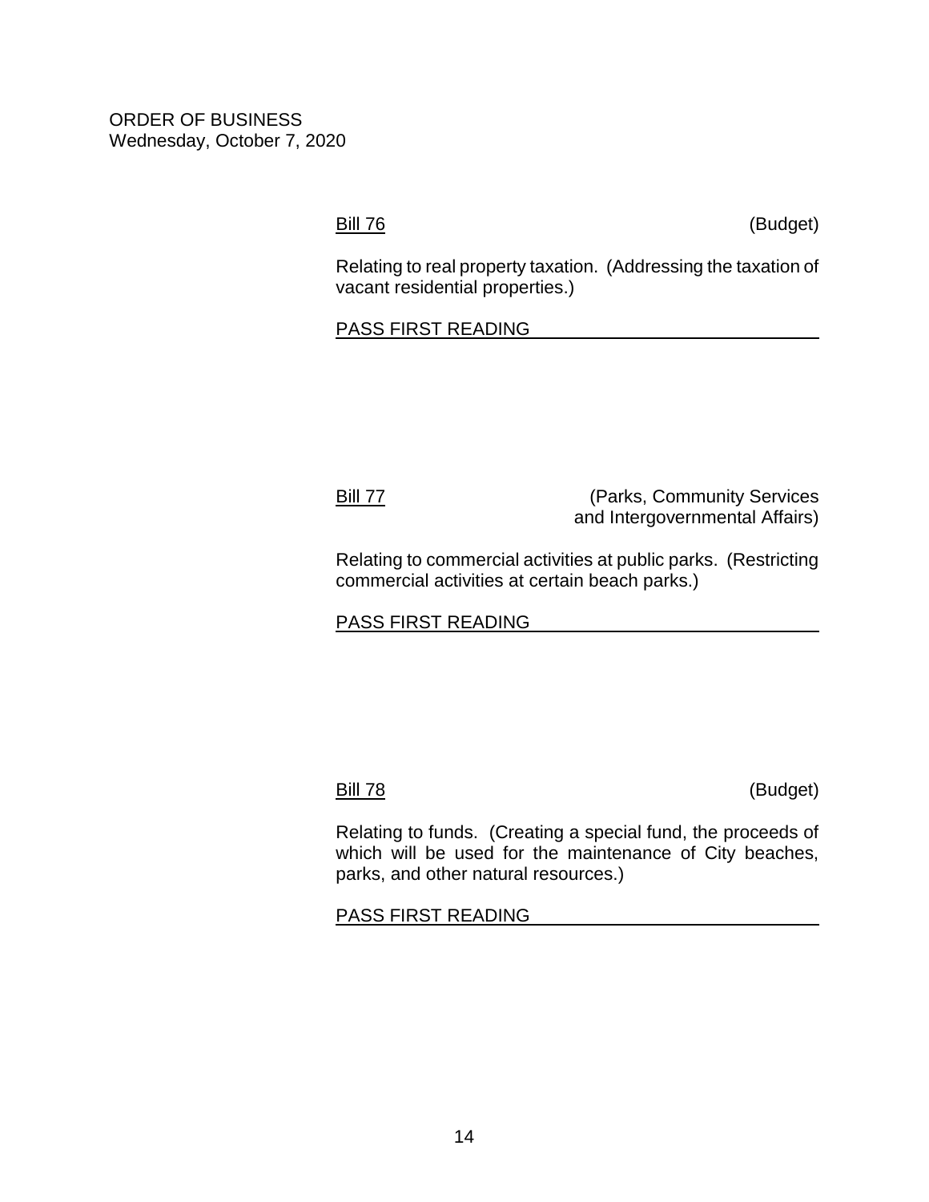ORDER OF BUSINESS
Wednesday, October 7, 2020

Bill 76 (Budget)

Relating to real property taxation. (Addressing the taxation of vacant residential properties.)

PASS FIRST READING

Bill 77 (Parks, Community Services and Intergovernmental Affairs)

Relating to commercial activities at public parks. (Restricting commercial activities at certain beach parks.)

PASS FIRST READING

Bill 78 (Budget)

Relating to funds. (Creating a special fund, the proceeds of which will be used for the maintenance of City beaches, parks, and other natural resources.)

PASS FIRST READING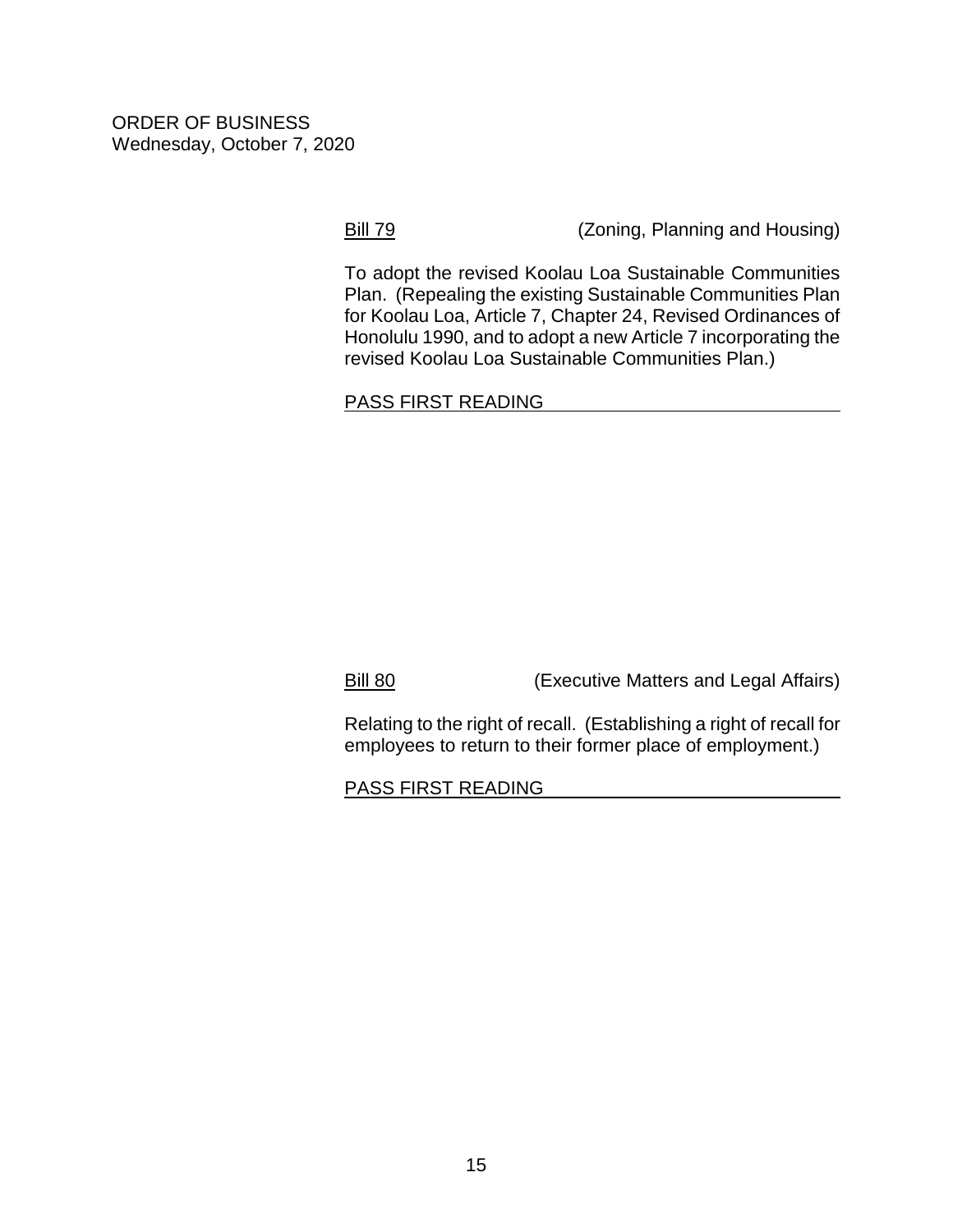ORDER OF BUSINESS
Wednesday, October 7, 2020

Bill 79 (Zoning, Planning and Housing)

To adopt the revised Koolau Loa Sustainable Communities Plan. (Repealing the existing Sustainable Communities Plan for Koolau Loa, Article 7, Chapter 24, Revised Ordinances of Honolulu 1990, and to adopt a new Article 7 incorporating the revised Koolau Loa Sustainable Communities Plan.)

PASS FIRST READING

Bill 80 (Executive Matters and Legal Affairs)

Relating to the right of recall. (Establishing a right of recall for employees to return to their former place of employment.)

PASS FIRST READING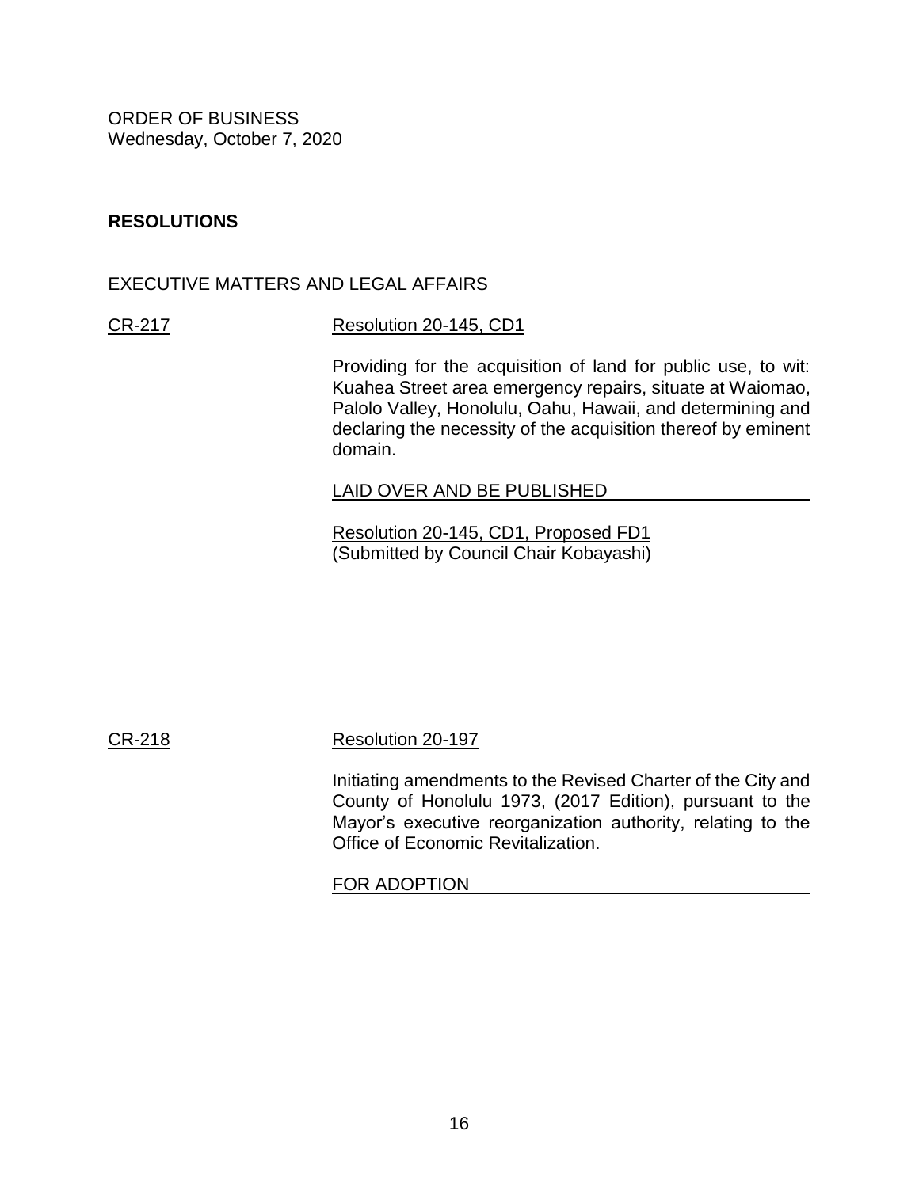ORDER OF BUSINESS
Wednesday, October 7, 2020

**RESOLUTIONS**

EXECUTIVE MATTERS AND LEGAL AFFAIRS

CR-217 Resolution 20-145, CD1

Providing for the acquisition of land for public use, to wit: Kuahea Street area emergency repairs, situate at Waiomao, Palolo Valley, Honolulu, Oahu, Hawaii, and determining and declaring the necessity of the acquisition thereof by eminent domain.

LAID OVER AND BE PUBLISHED

Resolution 20-145, CD1, Proposed FD1
(Submitted by Council Chair Kobayashi)

CR-218 Resolution 20-197

Initiating amendments to the Revised Charter of the City and County of Honolulu 1973, (2017 Edition), pursuant to the Mayor's executive reorganization authority, relating to the Office of Economic Revitalization.

FOR ADOPTION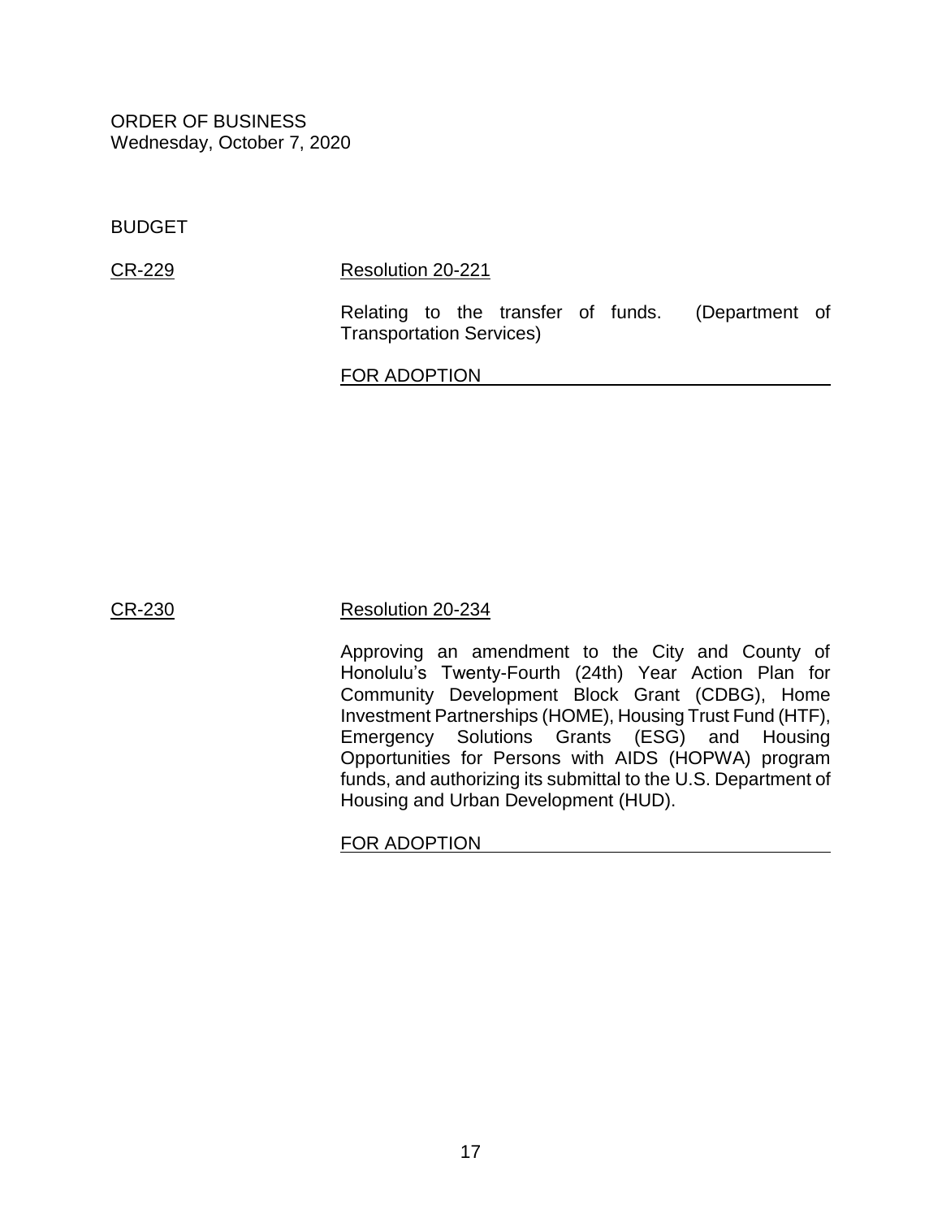ORDER OF BUSINESS
Wednesday, October 7, 2020

BUDGET

CR-229 Resolution 20-221

Relating to the transfer of funds. (Department of Transportation Services)

FOR ADOPTION

CR-230 Resolution 20-234

Approving an amendment to the City and County of Honolulu's Twenty-Fourth (24th) Year Action Plan for Community Development Block Grant (CDBG), Home Investment Partnerships (HOME), Housing Trust Fund (HTF), Emergency Solutions Grants (ESG) and Housing Opportunities for Persons with AIDS (HOPWA) program funds, and authorizing its submittal to the U.S. Department of Housing and Urban Development (HUD).

FOR ADOPTION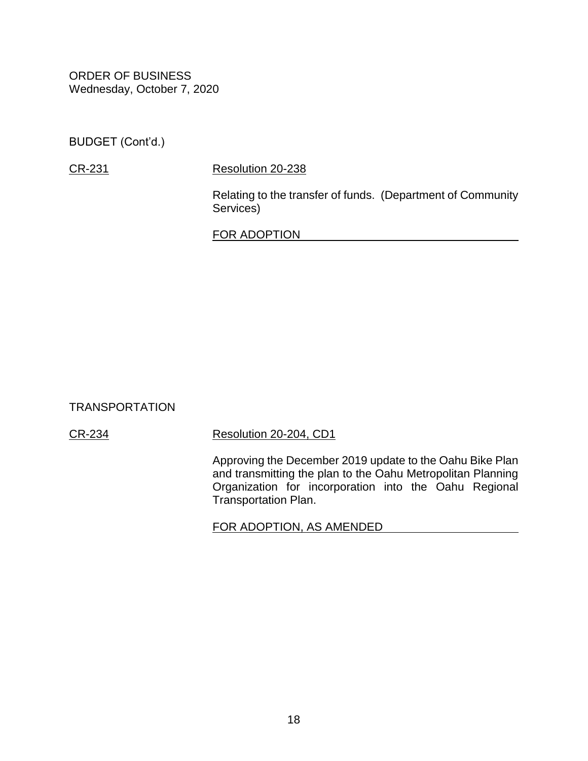ORDER OF BUSINESS
Wednesday, October 7, 2020

BUDGET (Cont'd.)

CR-231 — Resolution 20-238

Relating to the transfer of funds. (Department of Community Services)

FOR ADOPTION

TRANSPORTATION

CR-234 — Resolution 20-204, CD1

Approving the December 2019 update to the Oahu Bike Plan and transmitting the plan to the Oahu Metropolitan Planning Organization for incorporation into the Oahu Regional Transportation Plan.

FOR ADOPTION, AS AMENDED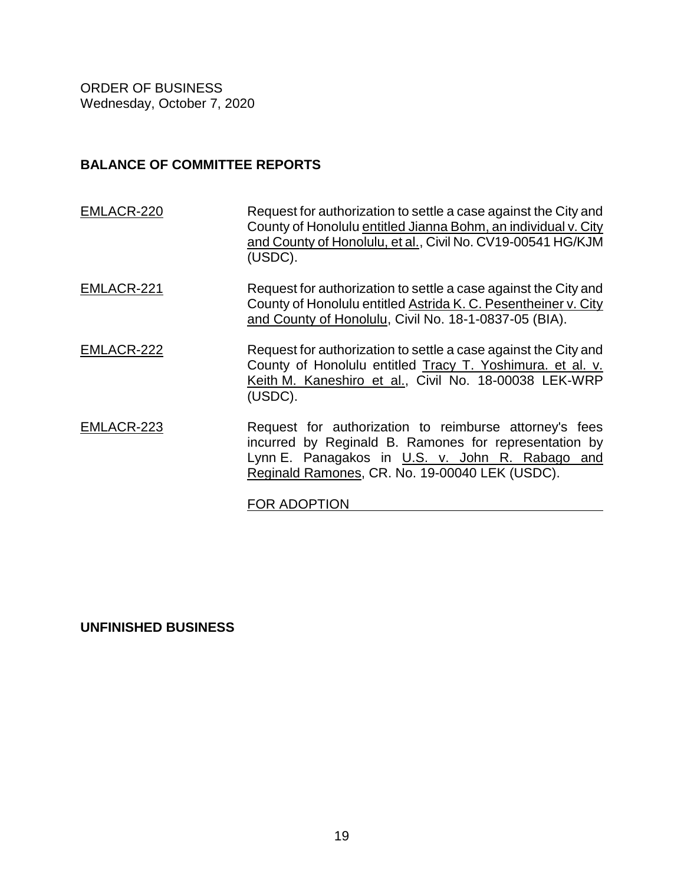ORDER OF BUSINESS
Wednesday, October 7, 2020

**BALANCE OF COMMITTEE REPORTS**

| | |
|---|---|
| EMLACR-220 | Request for authorization to settle a case against the City and County of Honolulu entitled Jianna Bohm, an individual v. City and County of Honolulu, et al., Civil No. CV19-00541 HG/KJM (USDC). |
| EMLACR-221 | Request for authorization to settle a case against the City and County of Honolulu entitled Astrida K. C. Pesentheiner v. City and County of Honolulu, Civil No. 18-1-0837-05 (BIA). |
| EMLACR-222 | Request for authorization to settle a case against the City and County of Honolulu entitled Tracy T. Yoshimura. et al. v. Keith M. Kaneshiro et al., Civil No. 18-00038 LEK-WRP (USDC). |
| EMLACR-223 | Request for authorization to reimburse attorney's fees incurred by Reginald B. Ramones for representation by Lynn E. Panagakos in U.S. v. John R. Rabago and Reginald Ramones, CR. No. 19-00040 LEK (USDC). |

FOR ADOPTION

**UNFINISHED BUSINESS**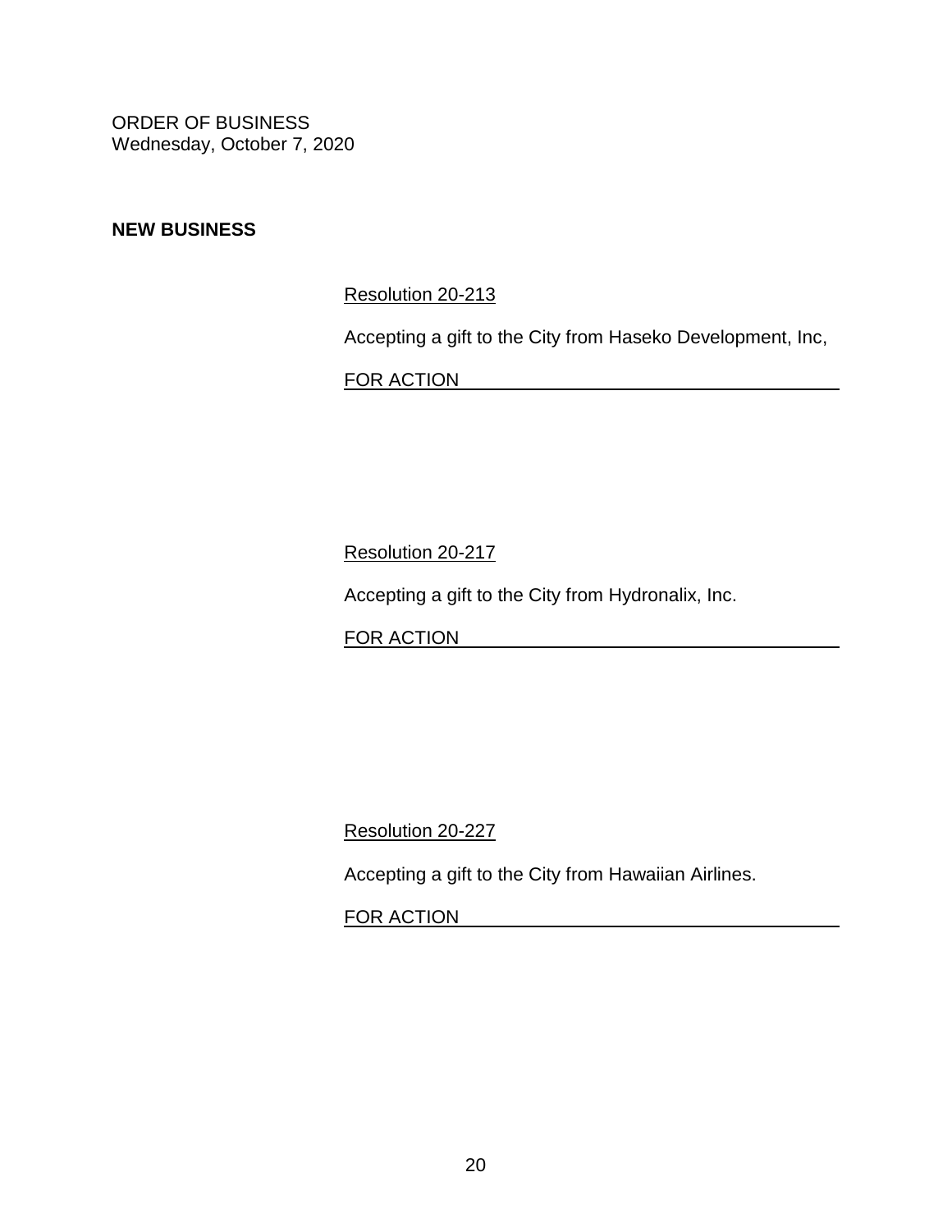ORDER OF BUSINESS
Wednesday, October 7, 2020

**NEW BUSINESS**

Resolution 20-213

Accepting a gift to the City from Haseko Development, Inc,

FOR ACTION

Resolution 20-217

Accepting a gift to the City from Hydronalix, Inc.

FOR ACTION

Resolution 20-227

Accepting a gift to the City from Hawaiian Airlines.

FOR ACTION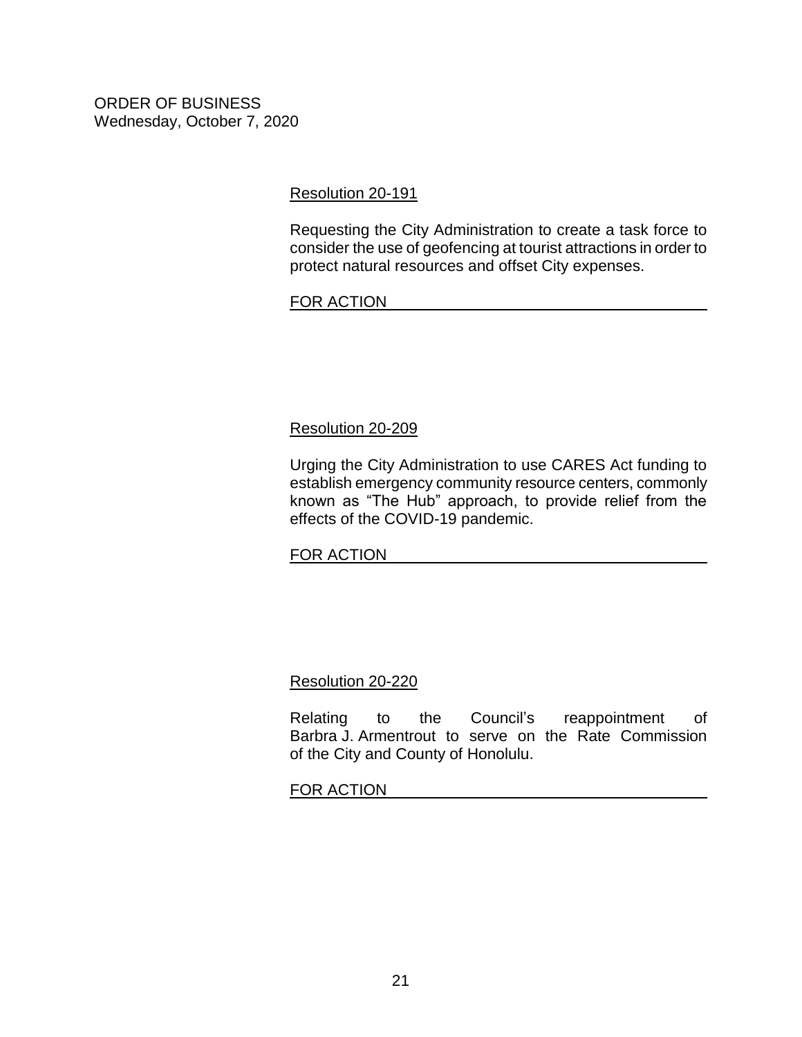ORDER OF BUSINESS
Wednesday, October 7, 2020

Resolution 20-191

Requesting the City Administration to create a task force to consider the use of geofencing at tourist attractions in order to protect natural resources and offset City expenses.

FOR ACTION

Resolution 20-209

Urging the City Administration to use CARES Act funding to establish emergency community resource centers, commonly known as "The Hub" approach, to provide relief from the effects of the COVID-19 pandemic.

FOR ACTION

Resolution 20-220

Relating to the Council's reappointment of Barbra J. Armentrout to serve on the Rate Commission of the City and County of Honolulu.

FOR ACTION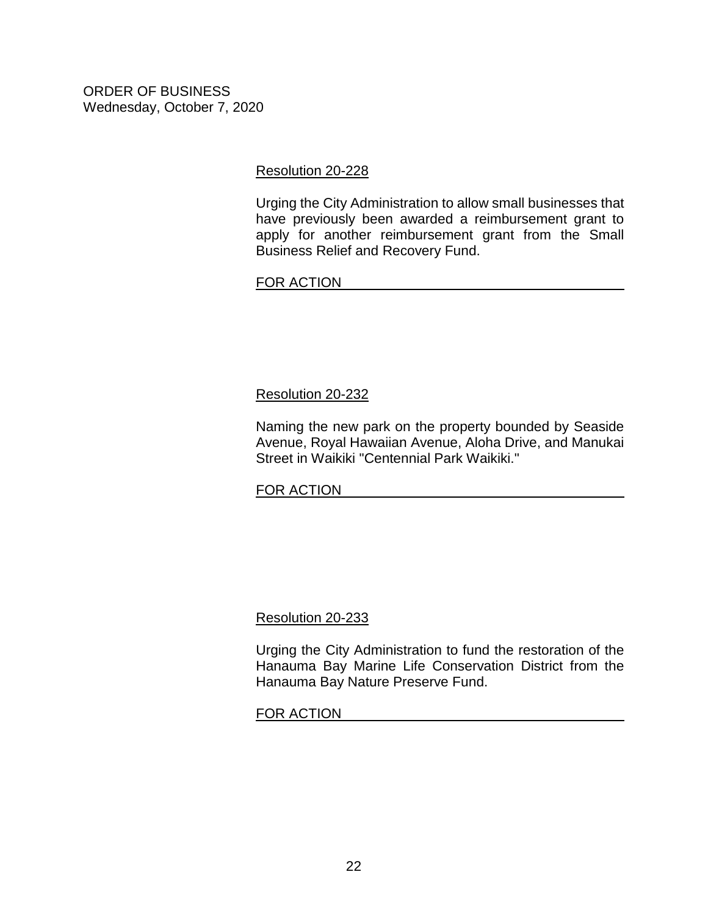ORDER OF BUSINESS
Wednesday, October 7, 2020

Resolution 20-228

Urging the City Administration to allow small businesses that have previously been awarded a reimbursement grant to apply for another reimbursement grant from the Small Business Relief and Recovery Fund.

FOR ACTION

Resolution 20-232

Naming the new park on the property bounded by Seaside Avenue, Royal Hawaiian Avenue, Aloha Drive, and Manukai Street in Waikiki "Centennial Park Waikiki."

FOR ACTION

Resolution 20-233

Urging the City Administration to fund the restoration of the Hanauma Bay Marine Life Conservation District from the Hanauma Bay Nature Preserve Fund.

FOR ACTION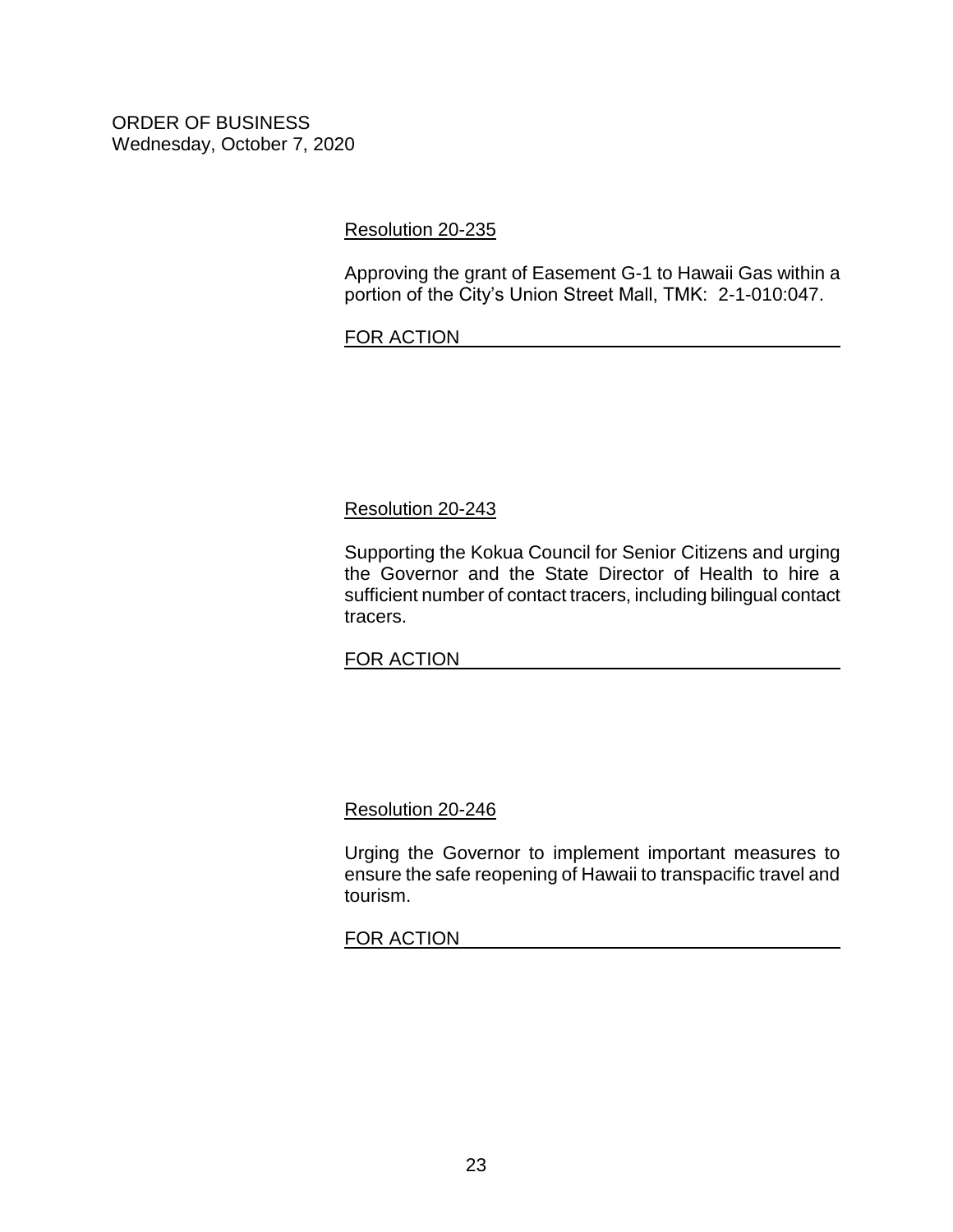ORDER OF BUSINESS
Wednesday, October 7, 2020

Resolution 20-235

Approving the grant of Easement G-1 to Hawaii Gas within a portion of the City's Union Street Mall, TMK: 2-1-010:047.

FOR ACTION

Resolution 20-243

Supporting the Kokua Council for Senior Citizens and urging the Governor and the State Director of Health to hire a sufficient number of contact tracers, including bilingual contact tracers.

FOR ACTION

Resolution 20-246

Urging the Governor to implement important measures to ensure the safe reopening of Hawaii to transpacific travel and tourism.

FOR ACTION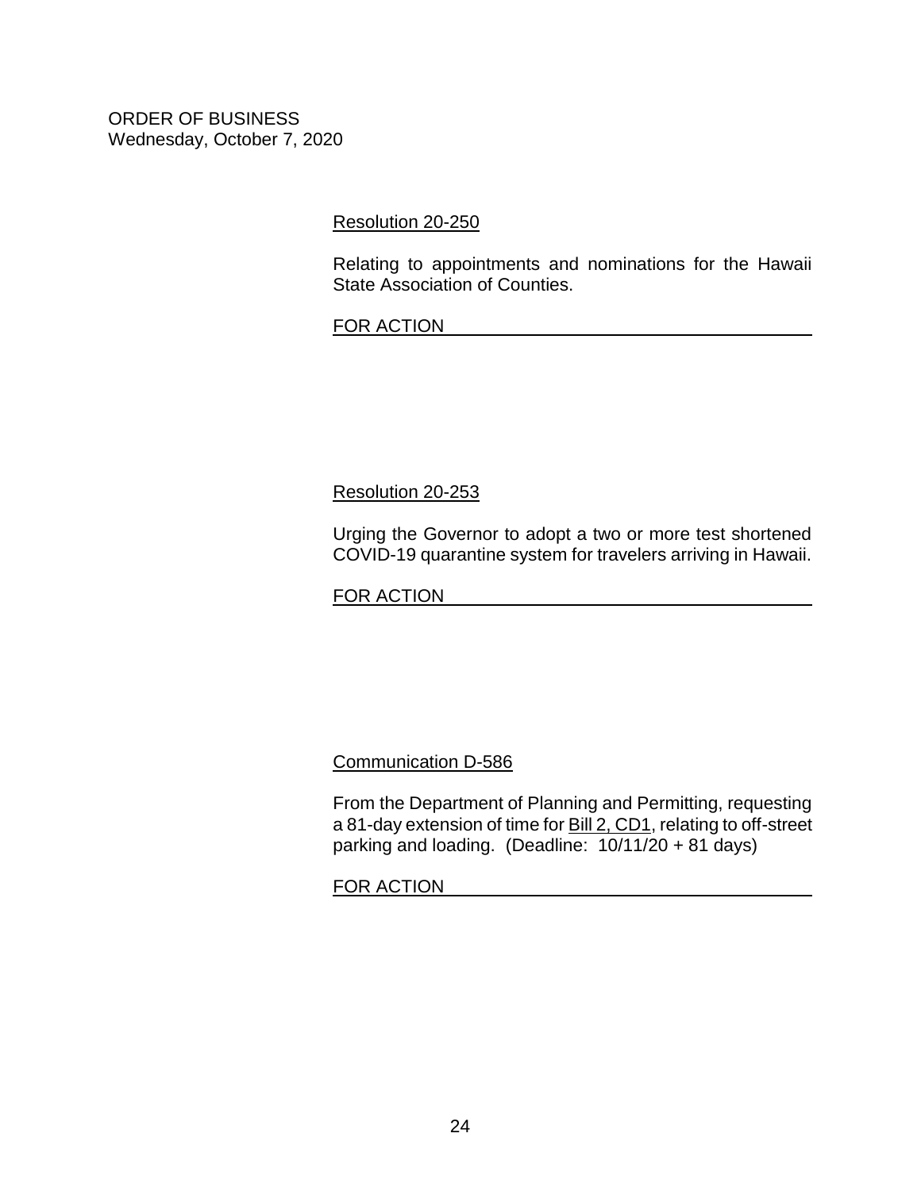ORDER OF BUSINESS
Wednesday, October 7, 2020

Resolution 20-250

Relating to appointments and nominations for the Hawaii State Association of Counties.

FOR ACTION

Resolution 20-253

Urging the Governor to adopt a two or more test shortened COVID-19 quarantine system for travelers arriving in Hawaii.

FOR ACTION

Communication D-586

From the Department of Planning and Permitting, requesting a 81-day extension of time for Bill 2, CD1, relating to off-street parking and loading. (Deadline: 10/11/20 + 81 days)

FOR ACTION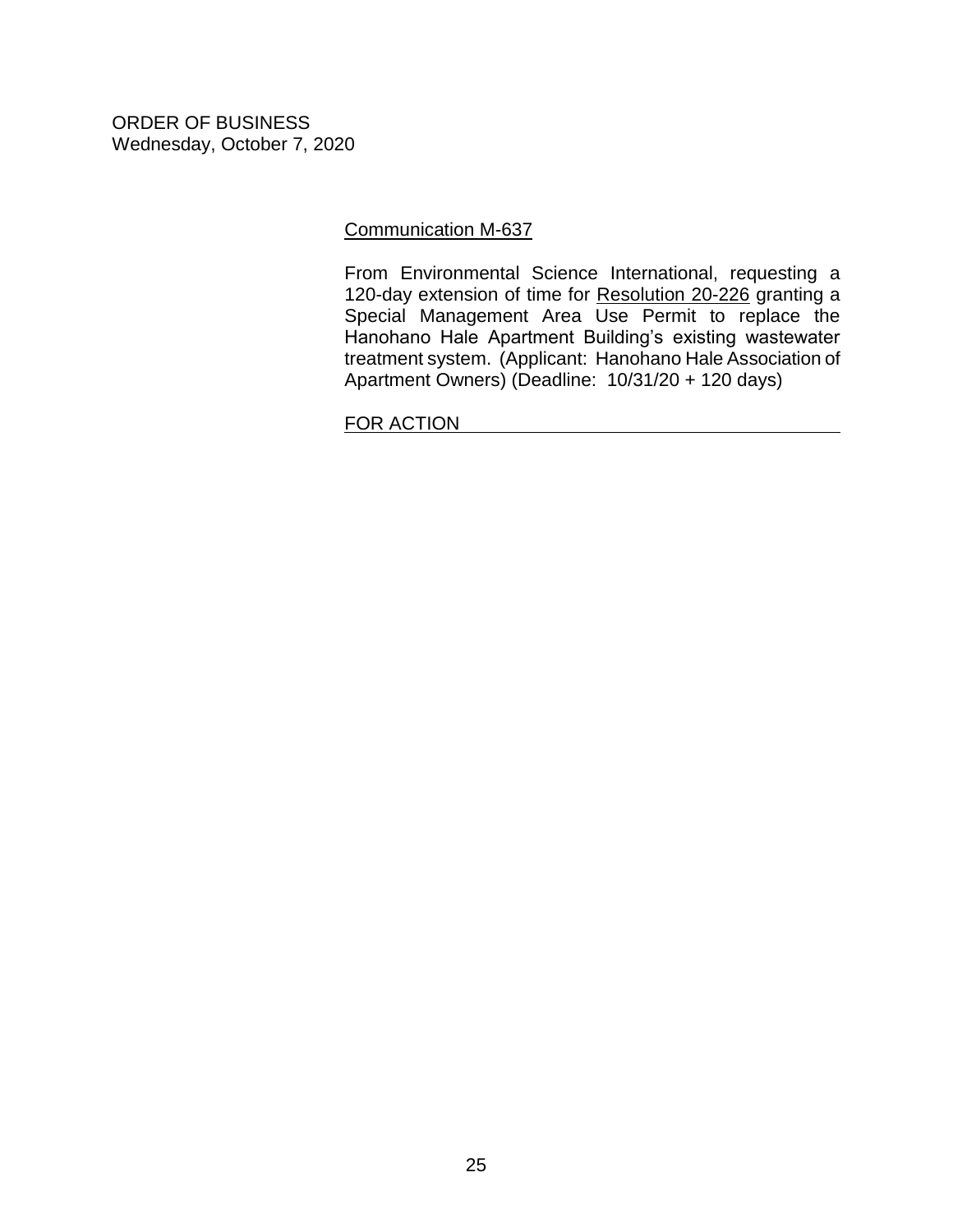ORDER OF BUSINESS
Wednesday, October 7, 2020

Communication M-637

From Environmental Science International, requesting a 120-day extension of time for Resolution 20-226 granting a Special Management Area Use Permit to replace the Hanohano Hale Apartment Building's existing wastewater treatment system. (Applicant: Hanohano Hale Association of Apartment Owners) (Deadline: 10/31/20 + 120 days)

FOR ACTION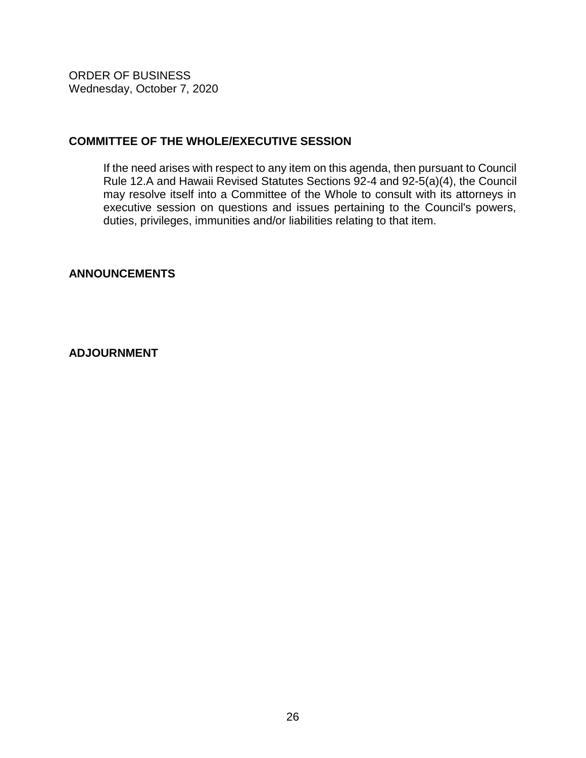ORDER OF BUSINESS
Wednesday, October 7, 2020

## COMMITTEE OF THE WHOLE/EXECUTIVE SESSION

If the need arises with respect to any item on this agenda, then pursuant to Council Rule 12.A and Hawaii Revised Statutes Sections 92-4 and 92-5(a)(4), the Council may resolve itself into a Committee of the Whole to consult with its attorneys in executive session on questions and issues pertaining to the Council's powers, duties, privileges, immunities and/or liabilities relating to that item.

## ANNOUNCEMENTS

## ADJOURNMENT